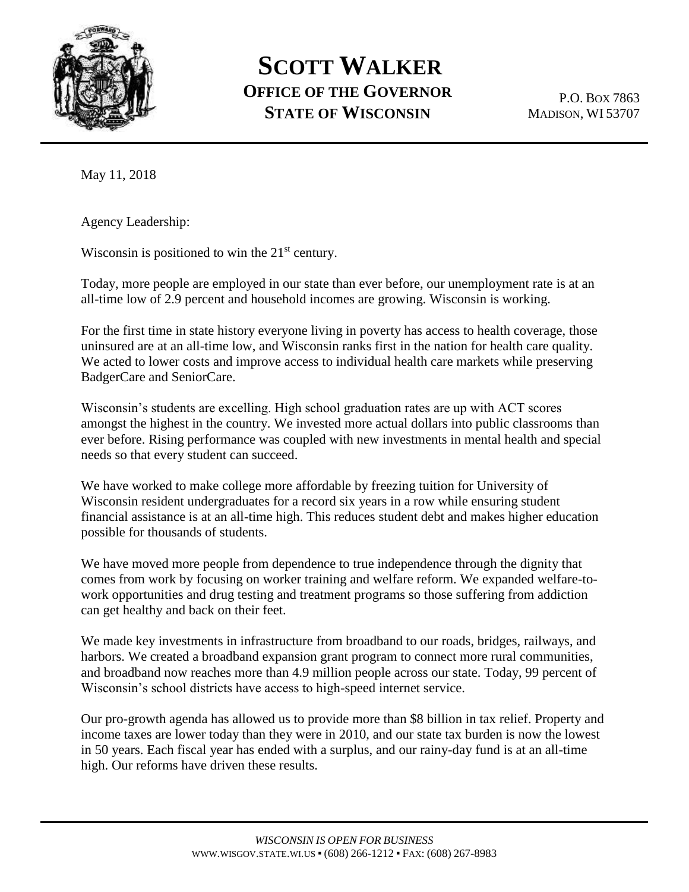# SCOTT WALKER

## OFFICE OF THE GOVERNOR
## STATE OF WISCONSIN

P.O. BOX 7863
MADISON, WI 53707

May 11, 2018

Agency Leadership:

Wisconsin is positioned to win the 21st century.

Today, more people are employed in our state than ever before, our unemployment rate is at an all-time low of 2.9 percent and household incomes are growing. Wisconsin is working.

For the first time in state history everyone living in poverty has access to health coverage, those uninsured are at an all-time low, and Wisconsin ranks first in the nation for health care quality. We acted to lower costs and improve access to individual health care markets while preserving BadgerCare and SeniorCare.

Wisconsin's students are excelling. High school graduation rates are up with ACT scores amongst the highest in the country. We invested more actual dollars into public classrooms than ever before. Rising performance was coupled with new investments in mental health and special needs so that every student can succeed.

We have worked to make college more affordable by freezing tuition for University of Wisconsin resident undergraduates for a record six years in a row while ensuring student financial assistance is at an all-time high. This reduces student debt and makes higher education possible for thousands of students.

We have moved more people from dependence to true independence through the dignity that comes from work by focusing on worker training and welfare reform. We expanded welfare-to-work opportunities and drug testing and treatment programs so those suffering from addiction can get healthy and back on their feet.

We made key investments in infrastructure from broadband to our roads, bridges, railways, and harbors. We created a broadband expansion grant program to connect more rural communities, and broadband now reaches more than 4.9 million people across our state. Today, 99 percent of Wisconsin's school districts have access to high-speed internet service.

Our pro-growth agenda has allowed us to provide more than $8 billion in tax relief. Property and income taxes are lower today than they were in 2010, and our state tax burden is now the lowest in 50 years. Each fiscal year has ended with a surplus, and our rainy-day fund is at an all-time high. Our reforms have driven these results.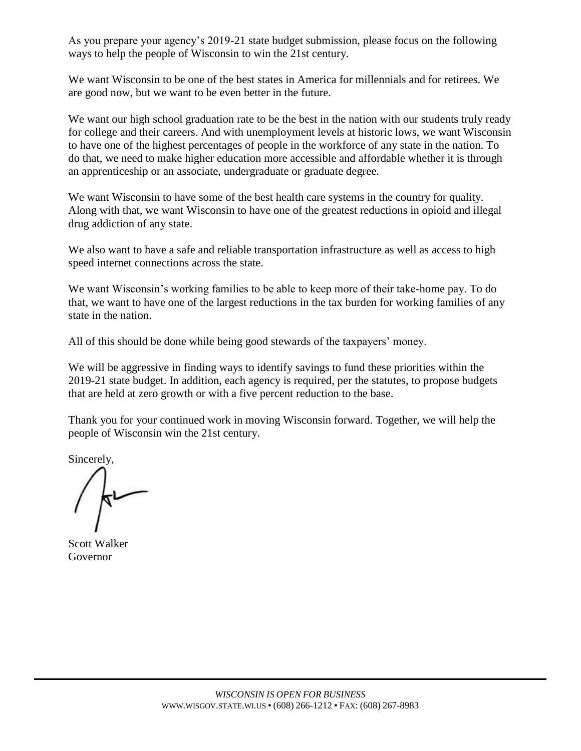As you prepare your agency's 2019-21 state budget submission, please focus on the following ways to help the people of Wisconsin to win the 21st century.

We want Wisconsin to be one of the best states in America for millennials and for retirees. We are good now, but we want to be even better in the future.

We want our high school graduation rate to be the best in the nation with our students truly ready for college and their careers. And with unemployment levels at historic lows, we want Wisconsin to have one of the highest percentages of people in the workforce of any state in the nation. To do that, we need to make higher education more accessible and affordable whether it is through an apprenticeship or an associate, undergraduate or graduate degree.

We want Wisconsin to have some of the best health care systems in the country for quality. Along with that, we want Wisconsin to have one of the greatest reductions in opioid and illegal drug addiction of any state.

We also want to have a safe and reliable transportation infrastructure as well as access to high speed internet connections across the state.

We want Wisconsin's working families to be able to keep more of their take-home pay. To do that, we want to have one of the largest reductions in the tax burden for working families of any state in the nation.

All of this should be done while being good stewards of the taxpayers' money.

We will be aggressive in finding ways to identify savings to fund these priorities within the 2019-21 state budget. In addition, each agency is required, per the statutes, to propose budgets that are held at zero growth or with a five percent reduction to the base.

Thank you for your continued work in moving Wisconsin forward. Together, we will help the people of Wisconsin win the 21st century.

Sincerely,

Scott Walker
Governor

*WISCONSIN IS OPEN FOR BUSINESS*
WWW.WISGOV.STATE.WI.US ▪ (608) 266-1212 ▪ FAX: (608) 267-8983